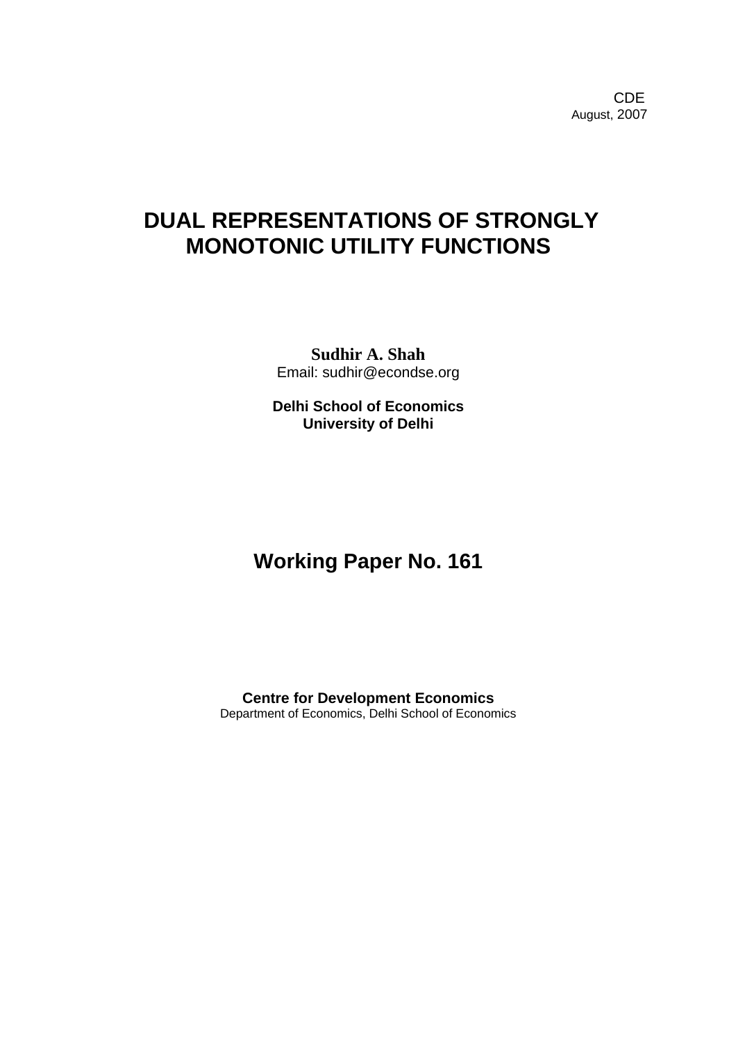CDE
August, 2007

# DUAL REPRESENTATIONS OF STRONGLY MONOTONIC UTILITY FUNCTIONS

**Sudhir A. Shah**
Email: sudhir@econdse.org

**Delhi School of Economics**
**University of Delhi**

## Working Paper No. 161

**Centre for Development Economics**
Department of Economics, Delhi School of Economics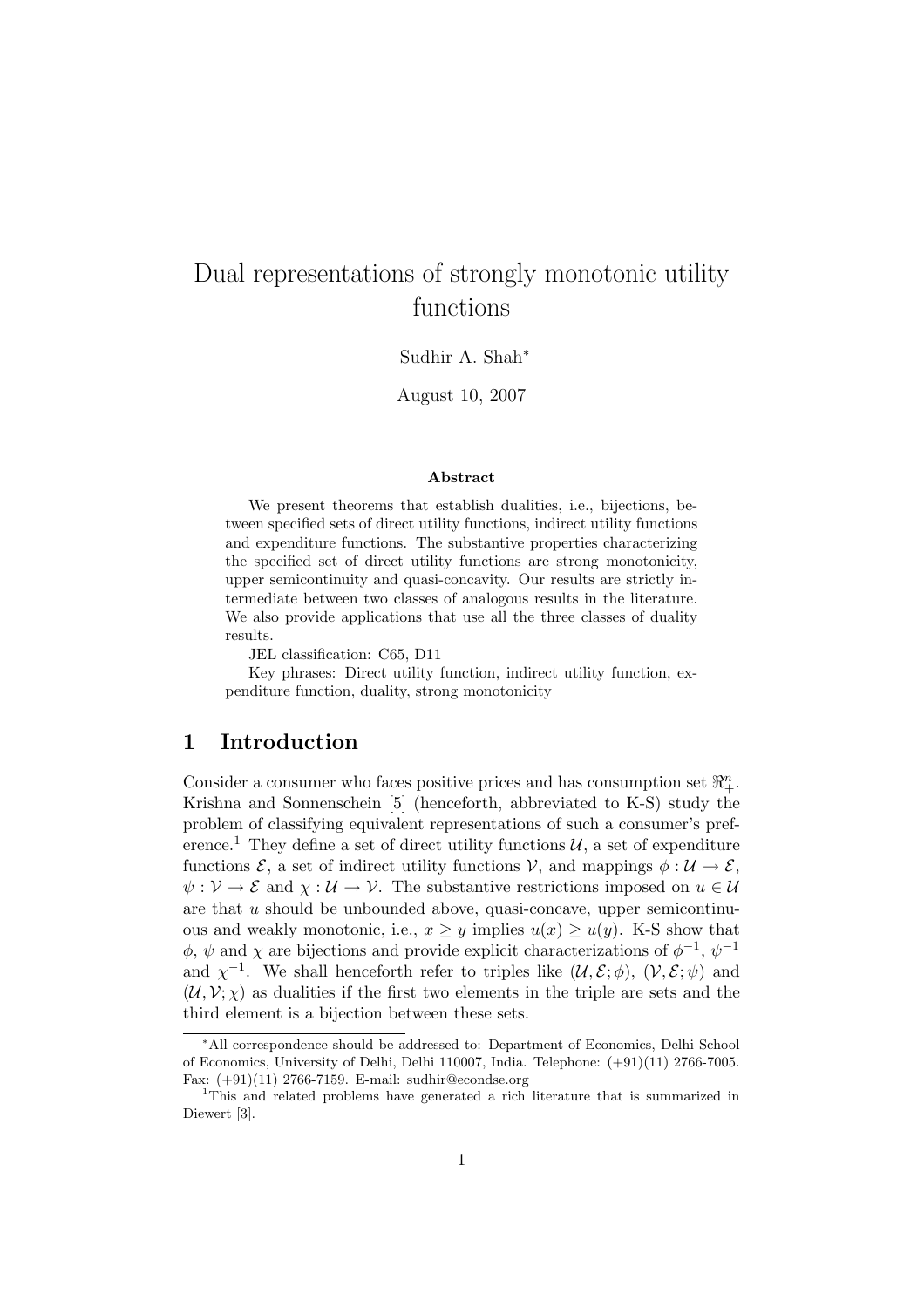# Dual representations of strongly monotonic utility functions

Sudhir A. Shah*

August 10, 2007

**Abstract**

We present theorems that establish dualities, i.e., bijections, between specified sets of direct utility functions, indirect utility functions and expenditure functions. The substantive properties characterizing the specified set of direct utility functions are strong monotonicity, upper semicontinuity and quasi-concavity. Our results are strictly intermediate between two classes of analogous results in the literature. We also provide applications that use all the three classes of duality results.

JEL classification: C65, D11

Key phrases: Direct utility function, indirect utility function, expenditure function, duality, strong monotonicity

## 1 Introduction

Consider a consumer who faces positive prices and has consumption set $\Re^n_+$. Krishna and Sonnenschein [5] (henceforth, abbreviated to K-S) study the problem of classifying equivalent representations of such a consumer's preference.[1] They define a set of direct utility functions $\mathcal{U}$, a set of expenditure functions $\mathcal{E}$, a set of indirect utility functions $\mathcal{V}$, and mappings $\phi : \mathcal{U} \to \mathcal{E}$, $\psi : \mathcal{V} \to \mathcal{E}$ and $\chi : \mathcal{U} \to \mathcal{V}$. The substantive restrictions imposed on $u \in \mathcal{U}$ are that $u$ should be unbounded above, quasi-concave, upper semicontinuous and weakly monotonic, i.e., $x \geq y$ implies $u(x) \geq u(y)$. K-S show that $\phi$, $\psi$ and $\chi$ are bijections and provide explicit characterizations of $\phi^{-1}$, $\psi^{-1}$ and $\chi^{-1}$. We shall henceforth refer to triples like $(\mathcal{U}, \mathcal{E}; \phi)$, $(\mathcal{V}, \mathcal{E}; \psi)$ and $(\mathcal{U}, \mathcal{V}; \chi)$ as dualities if the first two elements in the triple are sets and the third element is a bijection between these sets.

---

*All correspondence should be addressed to: Department of Economics, Delhi School of Economics, University of Delhi, Delhi 110007, India. Telephone: (+91)(11) 2766-7005. Fax: (+91)(11) 2766-7159. E-mail: sudhir@econdse.org

[1] This and related problems have generated a rich literature that is summarized in Diewert [3].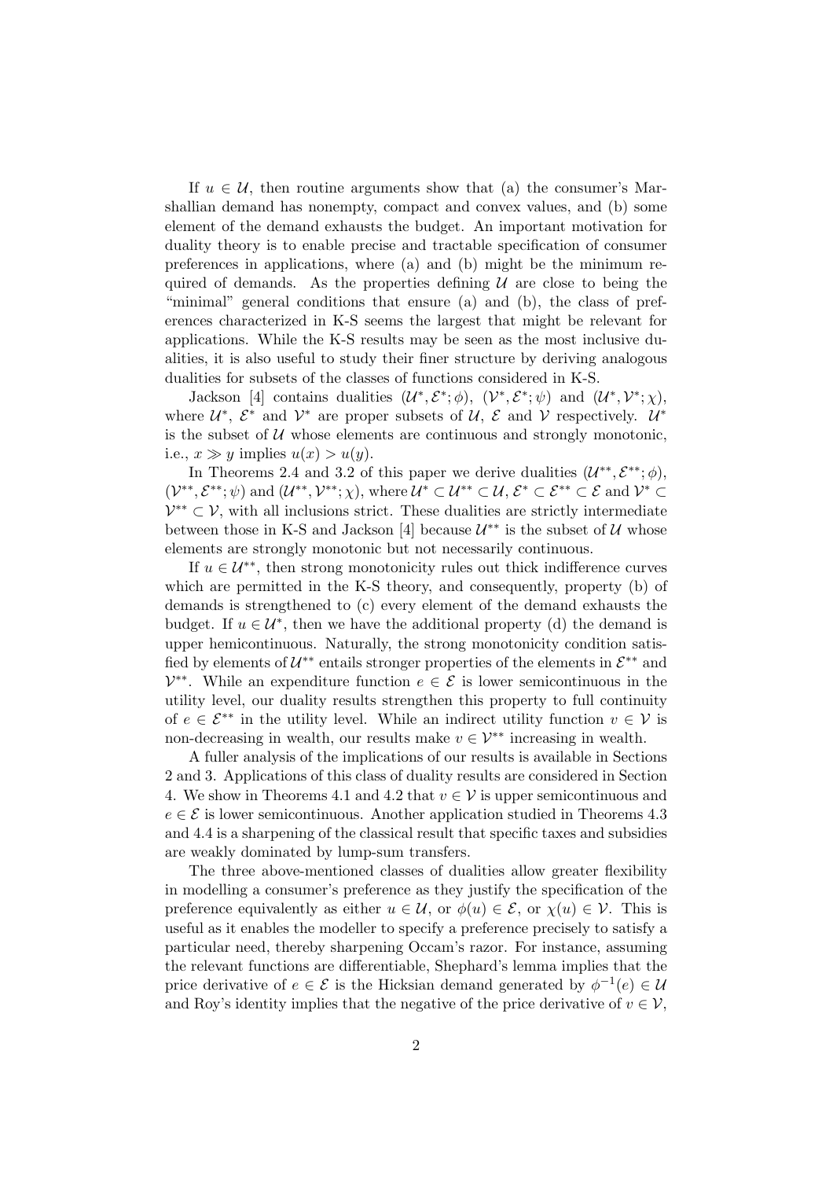If $u \in \mathcal{U}$, then routine arguments show that (a) the consumer's Marshallian demand has nonempty, compact and convex values, and (b) some element of the demand exhausts the budget. An important motivation for duality theory is to enable precise and tractable specification of consumer preferences in applications, where (a) and (b) might be the minimum required of demands. As the properties defining $\mathcal{U}$ are close to being the "minimal" general conditions that ensure (a) and (b), the class of preferences characterized in K-S seems the largest that might be relevant for applications. While the K-S results may be seen as the most inclusive dualities, it is also useful to study their finer structure by deriving analogous dualities for subsets of the classes of functions considered in K-S.

Jackson [4] contains dualities $(\mathcal{U}^*, \mathcal{E}^*; \phi)$, $(\mathcal{V}^*, \mathcal{E}^*; \psi)$ and $(\mathcal{U}^*, \mathcal{V}^*; \chi)$, where $\mathcal{U}^*$, $\mathcal{E}^*$ and $\mathcal{V}^*$ are proper subsets of $\mathcal{U}$, $\mathcal{E}$ and $\mathcal{V}$ respectively. $\mathcal{U}^*$ is the subset of $\mathcal{U}$ whose elements are continuous and strongly monotonic, i.e., $x \gg y$ implies $u(x) > u(y)$.

In Theorems 2.4 and 3.2 of this paper we derive dualities $(\mathcal{U}^{**}, \mathcal{E}^{**}; \phi)$, $(\mathcal{V}^{**}, \mathcal{E}^{**}; \psi)$ and $(\mathcal{U}^{**}, \mathcal{V}^{**}; \chi)$, where $\mathcal{U}^* \subset \mathcal{U}^{**} \subset \mathcal{U}$, $\mathcal{E}^* \subset \mathcal{E}^{**} \subset \mathcal{E}$ and $\mathcal{V}^* \subset \mathcal{V}^{**} \subset \mathcal{V}$, with all inclusions strict. These dualities are strictly intermediate between those in K-S and Jackson [4] because $\mathcal{U}^{**}$ is the subset of $\mathcal{U}$ whose elements are strongly monotonic but not necessarily continuous.

If $u \in \mathcal{U}^{**}$, then strong monotonicity rules out thick indifference curves which are permitted in the K-S theory, and consequently, property (b) of demands is strengthened to (c) every element of the demand exhausts the budget. If $u \in \mathcal{U}^*$, then we have the additional property (d) the demand is upper hemicontinuous. Naturally, the strong monotonicity condition satisfied by elements of $\mathcal{U}^{**}$ entails stronger properties of the elements in $\mathcal{E}^{**}$ and $\mathcal{V}^{**}$. While an expenditure function $e \in \mathcal{E}$ is lower semicontinuous in the utility level, our duality results strengthen this property to full continuity of $e \in \mathcal{E}^{**}$ in the utility level. While an indirect utility function $v \in \mathcal{V}$ is non-decreasing in wealth, our results make $v \in \mathcal{V}^{**}$ increasing in wealth.

A fuller analysis of the implications of our results is available in Sections 2 and 3. Applications of this class of duality results are considered in Section 4. We show in Theorems 4.1 and 4.2 that $v \in \mathcal{V}$ is upper semicontinuous and $e \in \mathcal{E}$ is lower semicontinuous. Another application studied in Theorems 4.3 and 4.4 is a sharpening of the classical result that specific taxes and subsidies are weakly dominated by lump-sum transfers.

The three above-mentioned classes of dualities allow greater flexibility in modelling a consumer's preference as they justify the specification of the preference equivalently as either $u \in \mathcal{U}$, or $\phi(u) \in \mathcal{E}$, or $\chi(u) \in \mathcal{V}$. This is useful as it enables the modeller to specify a preference precisely to satisfy a particular need, thereby sharpening Occam's razor. For instance, assuming the relevant functions are differentiable, Shephard's lemma implies that the price derivative of $e \in \mathcal{E}$ is the Hicksian demand generated by $\phi^{-1}(e) \in \mathcal{U}$ and Roy's identity implies that the negative of the price derivative of $v \in \mathcal{V}$,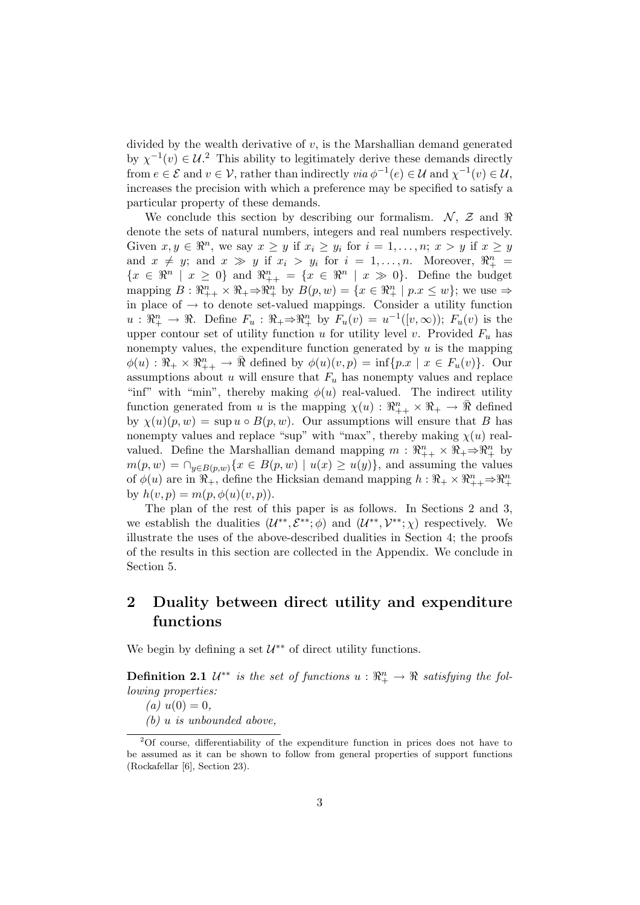divided by the wealth derivative of $v$, is the Marshallian demand generated by $\chi^{-1}(v) \in \mathcal{U}$.[2] This ability to legitimately derive these demands directly from $e \in \mathcal{E}$ and $v \in \mathcal{V}$, rather than indirectly *via* $\phi^{-1}(e) \in \mathcal{U}$ and $\chi^{-1}(v) \in \mathcal{U}$, increases the precision with which a preference may be specified to satisfy a particular property of these demands.

We conclude this section by describing our formalism. $\mathcal{N}$, $\mathcal{Z}$ and $\Re$ denote the sets of natural numbers, integers and real numbers respectively. Given $x, y \in \Re^n$, we say $x \geq y$ if $x_i \geq y_i$ for $i = 1, \ldots, n$; $x > y$ if $x \geq y$ and $x \neq y$; and $x \gg y$ if $x_i > y_i$ for $i = 1, \ldots, n$. Moreover, $\Re^n_+ = \{x \in \Re^n \mid x \geq 0\}$ and $\Re^n_{++} = \{x \in \Re^n \mid x \gg 0\}$. Define the budget mapping $B : \Re^n_{++} \times \Re_+ \Rightarrow \Re^n_+$ by $B(p, w) = \{x \in \Re^n_+ \mid p.x \leq w\}$; we use $\Rightarrow$ in place of $\rightarrow$ to denote set-valued mappings. Consider a utility function $u : \Re^n_+ \rightarrow \Re$. Define $F_u : \Re_+ \Rightarrow \Re^n_+$ by $F_u(v) = u^{-1}([v, \infty))$; $F_u(v)$ is the upper contour set of utility function $u$ for utility level $v$. Provided $F_u$ has nonempty values, the expenditure function generated by $u$ is the mapping $\phi(u) : \Re_+ \times \Re^n_{++} \rightarrow \bar{\Re}$ defined by $\phi(u)(v, p) = \inf\{p.x \mid x \in F_u(v)\}$. Our assumptions about $u$ will ensure that $F_u$ has nonempty values and replace "inf" with "min", thereby making $\phi(u)$ real-valued. The indirect utility function generated from $u$ is the mapping $\chi(u) : \Re^n_{++} \times \Re_+ \rightarrow \bar{\Re}$ defined by $\chi(u)(p, w) = \sup u \circ B(p, w)$. Our assumptions will ensure that $B$ has nonempty values and replace "sup" with "max", thereby making $\chi(u)$ real-valued. Define the Marshallian demand mapping $m : \Re^n_{++} \times \Re_+ \Rightarrow \Re^n_+$ by $m(p, w) = \cap_{y \in B(p,w)} \{x \in B(p, w) \mid u(x) \geq u(y)\}$, and assuming the values of $\phi(u)$ are in $\Re_+$, define the Hicksian demand mapping $h : \Re_+ \times \Re^n_{++} \Rightarrow \Re^n_+$ by $h(v, p) = m(p, \phi(u)(v, p))$.

The plan of the rest of this paper is as follows. In Sections 2 and 3, we establish the dualities $(\mathcal{U}^{**}, \mathcal{E}^{**}; \phi)$ and $(\mathcal{U}^{**}, \mathcal{V}^{**}; \chi)$ respectively. We illustrate the uses of the above-described dualities in Section 4; the proofs of the results in this section are collected in the Appendix. We conclude in Section 5.

## 2 Duality between direct utility and expenditure functions

We begin by defining a set $\mathcal{U}^{**}$ of direct utility functions.

**Definition 2.1** *$\mathcal{U}^{**}$ is the set of functions $u : \Re^n_+ \rightarrow \Re$ satisfying the following properties:*

*(a) $u(0) = 0$,*

*(b) $u$ is unbounded above,*

---

[2] Of course, differentiability of the expenditure function in prices does not have to be assumed as it can be shown to follow from general properties of support functions (Rockafellar [6], Section 23).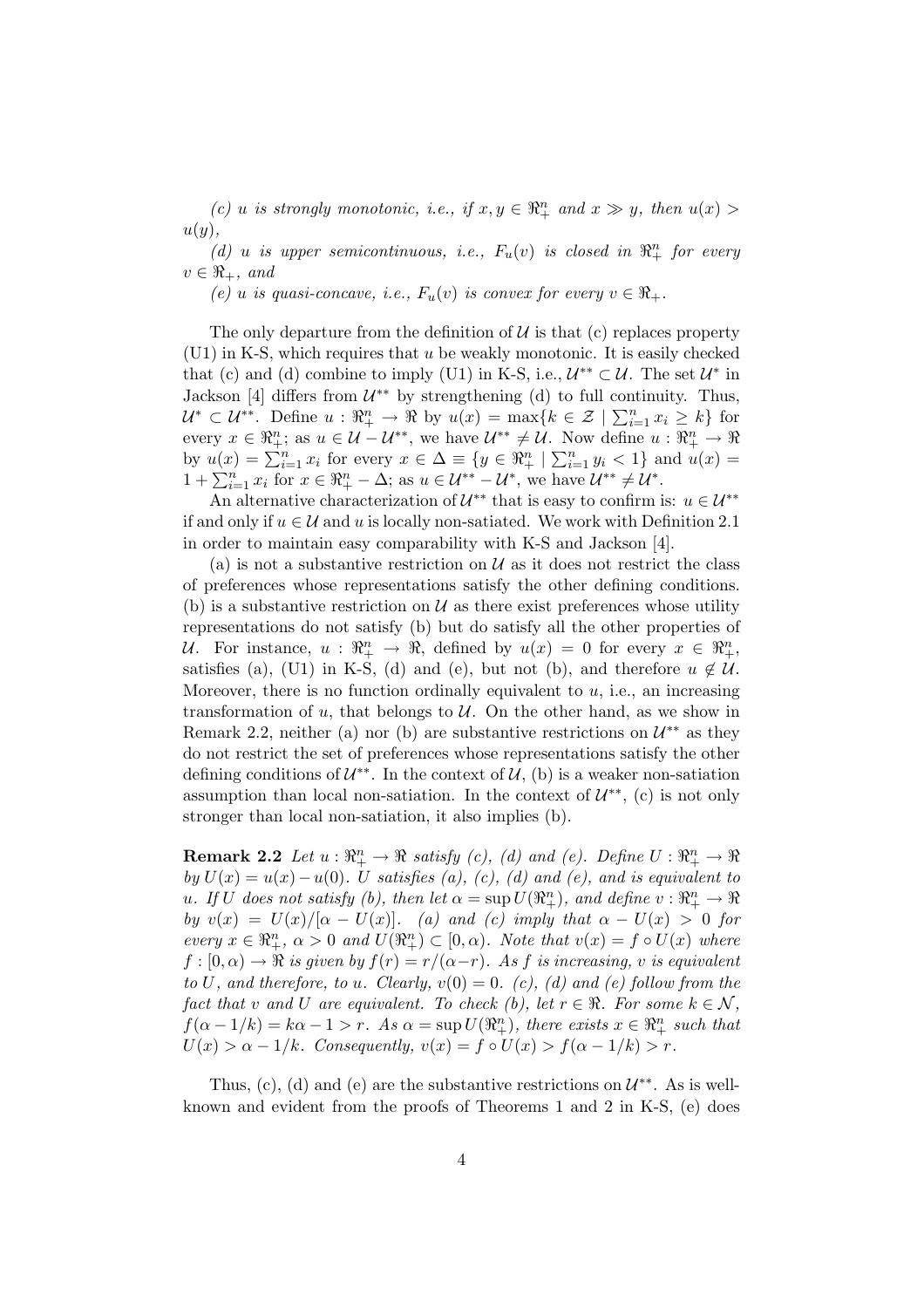*(c) $u$ is strongly monotonic, i.e., if $x, y \in \Re^n_+$ and $x \gg y$, then $u(x) > u(y)$,*

*(d) $u$ is upper semicontinuous, i.e., $F_u(v)$ is closed in $\Re^n_+$ for every $v \in \Re_+$, and*

*(e) $u$ is quasi-concave, i.e., $F_u(v)$ is convex for every $v \in \Re_+$.*

The only departure from the definition of $\mathcal{U}$ is that (c) replaces property (U1) in K-S, which requires that $u$ be weakly monotonic. It is easily checked that (c) and (d) combine to imply (U1) in K-S, i.e., $\mathcal{U}^{**} \subset \mathcal{U}$. The set $\mathcal{U}^*$ in Jackson [4] differs from $\mathcal{U}^{**}$ by strengthening (d) to full continuity. Thus, $\mathcal{U}^* \subset \mathcal{U}^{**}$. Define $u : \Re^n_+ \to \Re$ by $u(x) = \max\{k \in \mathcal{Z} \mid \sum_{i=1}^n x_i \geq k\}$ for every $x \in \Re^n_+$; as $u \in \mathcal{U} - \mathcal{U}^{**}$, we have $\mathcal{U}^{**} \neq \mathcal{U}$. Now define $u : \Re^n_+ \to \Re$ by $u(x) = \sum_{i=1}^n x_i$ for every $x \in \Delta \equiv \{y \in \Re^n_+ \mid \sum_{i=1}^n y_i < 1\}$ and $u(x) = 1 + \sum_{i=1}^n x_i$ for $x \in \Re^n_+ - \Delta$; as $u \in \mathcal{U}^{**} - \mathcal{U}^*$, we have $\mathcal{U}^{**} \neq \mathcal{U}^*$.

An alternative characterization of $\mathcal{U}^{**}$ that is easy to confirm is: $u \in \mathcal{U}^{**}$ if and only if $u \in \mathcal{U}$ and $u$ is locally non-satiated. We work with Definition 2.1 in order to maintain easy comparability with K-S and Jackson [4].

(a) is not a substantive restriction on $\mathcal{U}$ as it does not restrict the class of preferences whose representations satisfy the other defining conditions. (b) is a substantive restriction on $\mathcal{U}$ as there exist preferences whose utility representations do not satisfy (b) but do satisfy all the other properties of $\mathcal{U}$. For instance, $u : \Re^n_+ \to \Re$, defined by $u(x) = 0$ for every $x \in \Re^n_+$, satisfies (a), (U1) in K-S, (d) and (e), but not (b), and therefore $u \notin \mathcal{U}$. Moreover, there is no function ordinally equivalent to $u$, i.e., an increasing transformation of $u$, that belongs to $\mathcal{U}$. On the other hand, as we show in Remark 2.2, neither (a) nor (b) are substantive restrictions on $\mathcal{U}^{**}$ as they do not restrict the set of preferences whose representations satisfy the other defining conditions of $\mathcal{U}^{**}$. In the context of $\mathcal{U}$, (b) is a weaker non-satiation assumption than local non-satiation. In the context of $\mathcal{U}^{**}$, (c) is not only stronger than local non-satiation, it also implies (b).

**Remark 2.2** *Let $u : \Re^n_+ \to \Re$ satisfy (c), (d) and (e). Define $U : \Re^n_+ \to \Re$ by $U(x) = u(x) - u(0)$. $U$ satisfies (a), (c), (d) and (e), and is equivalent to $u$. If $U$ does not satisfy (b), then let $\alpha = \sup U(\Re^n_+)$, and define $v : \Re^n_+ \to \Re$ by $v(x) = U(x)/[\alpha - U(x)]$. (a) and (c) imply that $\alpha - U(x) > 0$ for every $x \in \Re^n_+$, $\alpha > 0$ and $U(\Re^n_+) \subset [0, \alpha)$. Note that $v(x) = f \circ U(x)$ where $f : [0, \alpha) \to \Re$ is given by $f(r) = r/(\alpha - r)$. As $f$ is increasing, $v$ is equivalent to $U$, and therefore, to $u$. Clearly, $v(0) = 0$. (c), (d) and (e) follow from the fact that $v$ and $U$ are equivalent. To check (b), let $r \in \Re$. For some $k \in \mathcal{N}$, $f(\alpha - 1/k) = k\alpha - 1 > r$. As $\alpha = \sup U(\Re^n_+)$, there exists $x \in \Re^n_+$ such that $U(x) > \alpha - 1/k$. Consequently, $v(x) = f \circ U(x) > f(\alpha - 1/k) > r$.*

Thus, (c), (d) and (e) are the substantive restrictions on $\mathcal{U}^{**}$. As is well-known and evident from the proofs of Theorems 1 and 2 in K-S, (e) does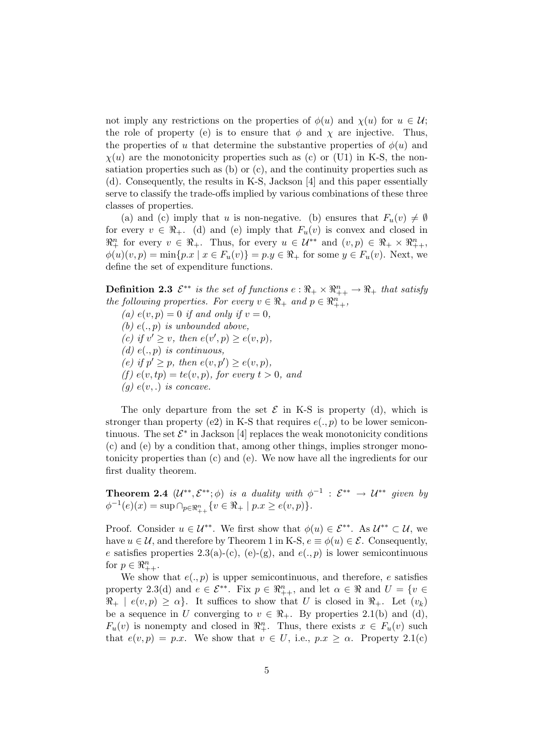not imply any restrictions on the properties of $\phi(u)$ and $\chi(u)$ for $u \in \mathcal{U}$; the role of property (e) is to ensure that $\phi$ and $\chi$ are injective. Thus, the properties of $u$ that determine the substantive properties of $\phi(u)$ and $\chi(u)$ are the monotonicity properties such as (c) or (U1) in K-S, the non-satiation properties such as (b) or (c), and the continuity properties such as (d). Consequently, the results in K-S, Jackson [4] and this paper essentially serve to classify the trade-offs implied by various combinations of these three classes of properties.

(a) and (c) imply that $u$ is non-negative. (b) ensures that $F_u(v) \neq \emptyset$ for every $v \in \Re_+$. (d) and (e) imply that $F_u(v)$ is convex and closed in $\Re^n_+$ for every $v \in \Re_+$. Thus, for every $u \in \mathcal{U}^{**}$ and $(v,p) \in \Re_+ \times \Re^n_{++}$, $\phi(u)(v,p) = \min\{p.x \mid x \in F_u(v)\} = p.y \in \Re_+$ for some $y \in F_u(v)$. Next, we define the set of expenditure functions.

**Definition 2.3** *$\mathcal{E}^{**}$ is the set of functions $e : \Re_+ \times \Re^n_{++} \to \Re_+$ that satisfy the following properties. For every $v \in \Re_+$ and $p \in \Re^n_{++}$,*

*(a) $e(v,p) = 0$ if and only if $v = 0$,*
*(b) $e(.,p)$ is unbounded above,*
*(c) if $v' \geq v$, then $e(v',p) \geq e(v,p)$,*
*(d) $e(.,p)$ is continuous,*
*(e) if $p' \geq p$, then $e(v,p') \geq e(v,p)$,*
*(f) $e(v,tp) = te(v,p)$, for every $t > 0$, and*
*(g) $e(v,.)$ is concave.*

The only departure from the set $\mathcal{E}$ in K-S is property (d), which is stronger than property (e2) in K-S that requires $e(.,p)$ to be lower semicontinuous. The set $\mathcal{E}^*$ in Jackson [4] replaces the weak monotonicity conditions (c) and (e) by a condition that, among other things, implies stronger monotonicity properties than (c) and (e). We now have all the ingredients for our first duality theorem.

**Theorem 2.4** *$(\mathcal{U}^{**}, \mathcal{E}^{**}; \phi)$ is a duality with $\phi^{-1} : \mathcal{E}^{**} \to \mathcal{U}^{**}$ given by $\phi^{-1}(e)(x) = \sup \cap_{p \in \Re^n_{++}} \{v \in \Re_+ \mid p.x \geq e(v,p)\}$.*

Proof. Consider $u \in \mathcal{U}^{**}$. We first show that $\phi(u) \in \mathcal{E}^{**}$. As $\mathcal{U}^{**} \subset \mathcal{U}$, we have $u \in \mathcal{U}$, and therefore by Theorem 1 in K-S, $e \equiv \phi(u) \in \mathcal{E}$. Consequently, $e$ satisfies properties 2.3(a)-(c), (e)-(g), and $e(.,p)$ is lower semicontinuous for $p \in \Re^n_{++}$.

We show that $e(.,p)$ is upper semicontinuous, and therefore, $e$ satisfies property 2.3(d) and $e \in \mathcal{E}^{**}$. Fix $p \in \Re^n_{++}$, and let $\alpha \in \Re$ and $U = \{v \in \Re_+ \mid e(v,p) \geq \alpha\}$. It suffices to show that $U$ is closed in $\Re_+$. Let $(v_k)$ be a sequence in $U$ converging to $v \in \Re_+$. By properties 2.1(b) and (d), $F_u(v)$ is nonempty and closed in $\Re^n_+$. Thus, there exists $x \in F_u(v)$ such that $e(v,p) = p.x$. We show that $v \in U$, i.e., $p.x \geq \alpha$. Property 2.1(c)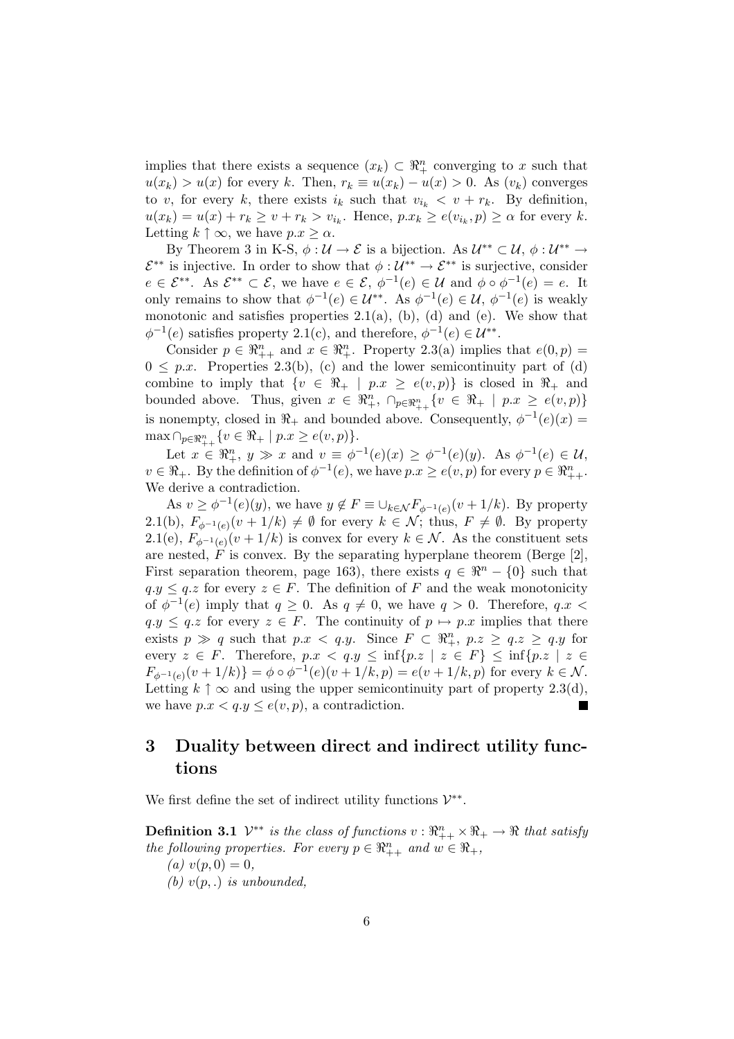implies that there exists a sequence $(x_k) \subset \Re^n_+$ converging to $x$ such that $u(x_k) > u(x)$ for every $k$. Then, $r_k \equiv u(x_k) - u(x) > 0$. As $(v_k)$ converges to $v$, for every $k$, there exists $i_k$ such that $v_{i_k} < v + r_k$. By definition, $u(x_k) = u(x) + r_k \geq v + r_k > v_{i_k}$. Hence, $p.x_k \geq e(v_{i_k}, p) \geq \alpha$ for every $k$. Letting $k \uparrow \infty$, we have $p.x \geq \alpha$.

By Theorem 3 in K-S, $\phi : \mathcal{U} \to \mathcal{E}$ is a bijection. As $\mathcal{U}^{**} \subset \mathcal{U}$, $\phi : \mathcal{U}^{**} \to \mathcal{E}^{**}$ is injective. In order to show that $\phi : \mathcal{U}^{**} \to \mathcal{E}^{**}$ is surjective, consider $e \in \mathcal{E}^{**}$. As $\mathcal{E}^{**} \subset \mathcal{E}$, we have $e \in \mathcal{E}$, $\phi^{-1}(e) \in \mathcal{U}$ and $\phi \circ \phi^{-1}(e) = e$. It only remains to show that $\phi^{-1}(e) \in \mathcal{U}^{**}$. As $\phi^{-1}(e) \in \mathcal{U}$, $\phi^{-1}(e)$ is weakly monotonic and satisfies properties 2.1(a), (b), (d) and (e). We show that $\phi^{-1}(e)$ satisfies property 2.1(c), and therefore, $\phi^{-1}(e) \in \mathcal{U}^{**}$.

Consider $p \in \Re^n_{++}$ and $x \in \Re^n_+$. Property 2.3(a) implies that $e(0, p) = 0 \leq p.x$. Properties 2.3(b), (c) and the lower semicontinuity part of (d) combine to imply that $\{v \in \Re_+ \mid p.x \geq e(v, p)\}$ is closed in $\Re_+$ and bounded above. Thus, given $x \in \Re^n_+$, $\cap_{p \in \Re^n_{++}} \{v \in \Re_+ \mid p.x \geq e(v, p)\}$ is nonempty, closed in $\Re_+$ and bounded above. Consequently, $\phi^{-1}(e)(x) = \max \cap_{p \in \Re^n_{++}} \{v \in \Re_+ \mid p.x \geq e(v, p)\}$.

Let $x \in \Re^n_+$, $y \gg x$ and $v \equiv \phi^{-1}(e)(x) \geq \phi^{-1}(e)(y)$. As $\phi^{-1}(e) \in \mathcal{U}$, $v \in \Re_+$. By the definition of $\phi^{-1}(e)$, we have $p.x \geq e(v, p)$ for every $p \in \Re^n_{++}$. We derive a contradiction.

As $v \geq \phi^{-1}(e)(y)$, we have $y \notin F \equiv \cup_{k \in \mathcal{N}} F_{\phi^{-1}(e)}(v + 1/k)$. By property 2.1(b), $F_{\phi^{-1}(e)}(v + 1/k) \neq \emptyset$ for every $k \in \mathcal{N}$; thus, $F \neq \emptyset$. By property 2.1(e), $F_{\phi^{-1}(e)}(v + 1/k)$ is convex for every $k \in \mathcal{N}$. As the constituent sets are nested, $F$ is convex. By the separating hyperplane theorem (Berge [2], First separation theorem, page 163), there exists $q \in \Re^n - \{0\}$ such that $q.y \leq q.z$ for every $z \in F$. The definition of $F$ and the weak monotonicity of $\phi^{-1}(e)$ imply that $q \geq 0$. As $q \neq 0$, we have $q > 0$. Therefore, $q.x < q.y \leq q.z$ for every $z \in F$. The continuity of $p \mapsto p.x$ implies that there exists $p \gg q$ such that $p.x < q.y$. Since $F \subset \Re^n_+$, $p.z \geq q.z \geq q.y$ for every $z \in F$. Therefore, $p.x < q.y \leq \inf\{p.z \mid z \in F\} \leq \inf\{p.z \mid z \in F_{\phi^{-1}(e)}(v + 1/k)\} = \phi \circ \phi^{-1}(e)(v + 1/k, p) = e(v + 1/k, p)$ for every $k \in \mathcal{N}$. Letting $k \uparrow \infty$ and using the upper semicontinuity part of property 2.3(d), we have $p.x < q.y \leq e(v, p)$, a contradiction. ∎

# 3 Duality between direct and indirect utility functions

We first define the set of indirect utility functions $\mathcal{V}^{**}$.

**Definition 3.1** *$\mathcal{V}^{**}$ is the class of functions $v : \Re^n_{++} \times \Re_+ \to \Re$ that satisfy the following properties. For every $p \in \Re^n_{++}$ and $w \in \Re_+$,*

*(a) $v(p, 0) = 0$,*

*(b) $v(p, .)$ is unbounded,*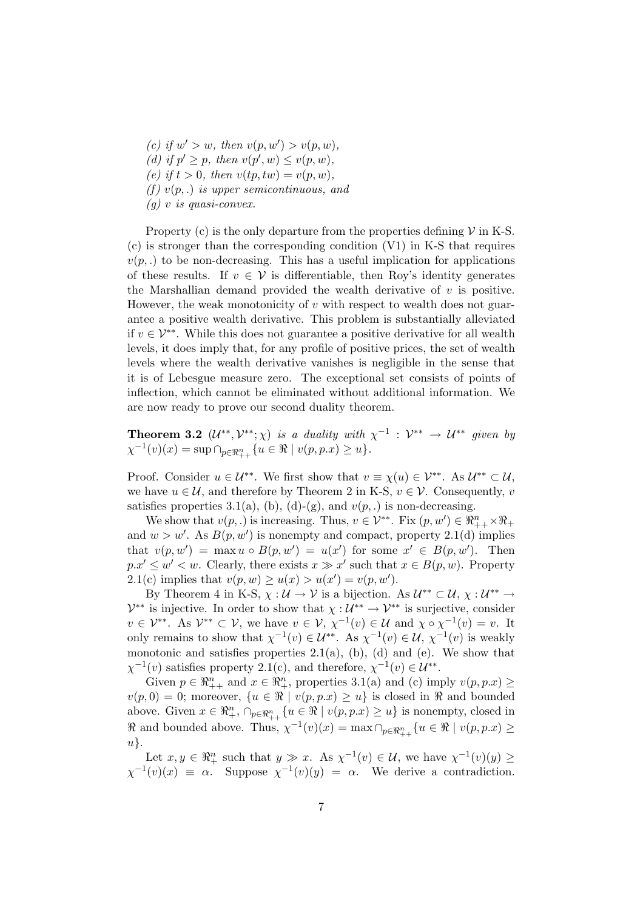*(c) if $w' > w$, then $v(p, w') > v(p, w)$,*
*(d) if $p' \geq p$, then $v(p', w) \leq v(p, w)$,*
*(e) if $t > 0$, then $v(tp, tw) = v(p, w)$,*
*(f) $v(p, .)$ is upper semicontinuous, and*
*(g) $v$ is quasi-convex.*

Property (c) is the only departure from the properties defining $\mathcal{V}$ in K-S. (c) is stronger than the corresponding condition (V1) in K-S that requires $v(p, .)$ to be non-decreasing. This has a useful implication for applications of these results. If $v \in \mathcal{V}$ is differentiable, then Roy's identity generates the Marshallian demand provided the wealth derivative of $v$ is positive. However, the weak monotonicity of $v$ with respect to wealth does not guarantee a positive wealth derivative. This problem is substantially alleviated if $v \in \mathcal{V}^{**}$. While this does not guarantee a positive derivative for all wealth levels, it does imply that, for any profile of positive prices, the set of wealth levels where the wealth derivative vanishes is negligible in the sense that it is of Lebesgue measure zero. The exceptional set consists of points of inflection, which cannot be eliminated without additional information. We are now ready to prove our second duality theorem.

**Theorem 3.2** *$(\mathcal{U}^{**}, \mathcal{V}^{**}; \chi)$ is a duality with $\chi^{-1} : \mathcal{V}^{**} \to \mathcal{U}^{**}$ given by $\chi^{-1}(v)(x) = \sup \cap_{p \in \Re^n_{++}} \{u \in \Re \mid v(p, p.x) \geq u\}$.*

Proof. Consider $u \in \mathcal{U}^{**}$. We first show that $v \equiv \chi(u) \in \mathcal{V}^{**}$. As $\mathcal{U}^{**} \subset \mathcal{U}$, we have $u \in \mathcal{U}$, and therefore by Theorem 2 in K-S, $v \in \mathcal{V}$. Consequently, $v$ satisfies properties 3.1(a), (b), (d)-(g), and $v(p, .)$ is non-decreasing.

We show that $v(p, .)$ is increasing. Thus, $v \in \mathcal{V}^{**}$. Fix $(p, w') \in \Re^n_{++} \times \Re_+$ and $w > w'$. As $B(p, w')$ is nonempty and compact, property 2.1(d) implies that $v(p, w') = \max u \circ B(p, w') = u(x')$ for some $x' \in B(p, w')$. Then $p.x' \leq w' < w$. Clearly, there exists $x \gg x'$ such that $x \in B(p, w)$. Property 2.1(c) implies that $v(p, w) \geq u(x) > u(x') = v(p, w')$.

By Theorem 4 in K-S, $\chi : \mathcal{U} \to \mathcal{V}$ is a bijection. As $\mathcal{U}^{**} \subset \mathcal{U}$, $\chi : \mathcal{U}^{**} \to \mathcal{V}^{**}$ is injective. In order to show that $\chi : \mathcal{U}^{**} \to \mathcal{V}^{**}$ is surjective, consider $v \in \mathcal{V}^{**}$. As $\mathcal{V}^{**} \subset \mathcal{V}$, we have $v \in \mathcal{V}$, $\chi^{-1}(v) \in \mathcal{U}$ and $\chi \circ \chi^{-1}(v) = v$. It only remains to show that $\chi^{-1}(v) \in \mathcal{U}^{**}$. As $\chi^{-1}(v) \in \mathcal{U}$, $\chi^{-1}(v)$ is weakly monotonic and satisfies properties 2.1(a), (b), (d) and (e). We show that $\chi^{-1}(v)$ satisfies property 2.1(c), and therefore, $\chi^{-1}(v) \in \mathcal{U}^{**}$.

Given $p \in \Re^n_{++}$ and $x \in \Re^n_+$, properties 3.1(a) and (c) imply $v(p, p.x) \geq v(p, 0) = 0$; moreover, $\{u \in \Re \mid v(p, p.x) \geq u\}$ is closed in $\Re$ and bounded above. Given $x \in \Re^n_+$, $\cap_{p \in \Re^n_{++}} \{u \in \Re \mid v(p, p.x) \geq u\}$ is nonempty, closed in $\Re$ and bounded above. Thus, $\chi^{-1}(v)(x) = \max \cap_{p \in \Re^n_{++}} \{u \in \Re \mid v(p, p.x) \geq u\}$.

Let $x, y \in \Re^n_+$ such that $y \gg x$. As $\chi^{-1}(v) \in \mathcal{U}$, we have $\chi^{-1}(v)(y) \geq \chi^{-1}(v)(x) \equiv \alpha$. Suppose $\chi^{-1}(v)(y) = \alpha$. We derive a contradiction.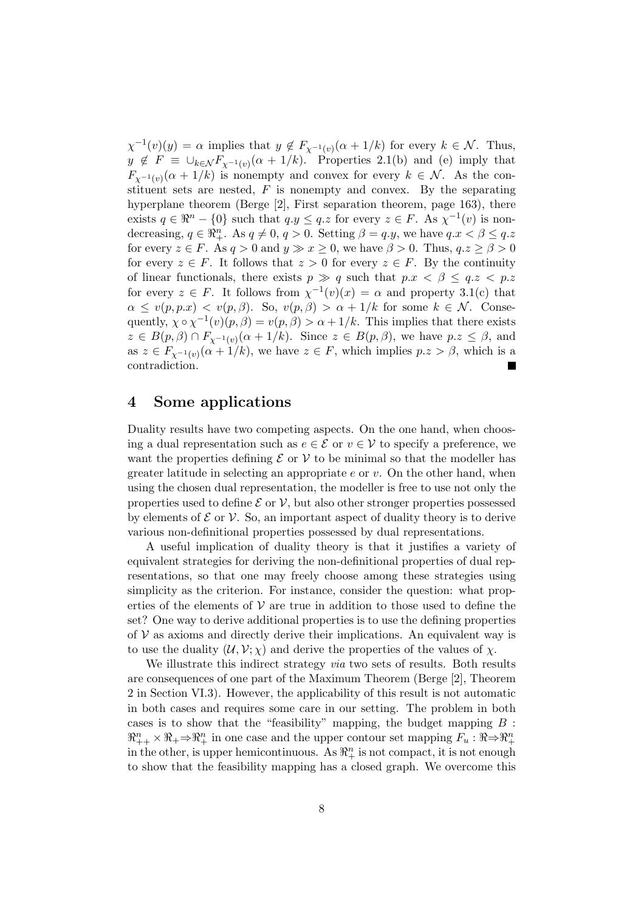$\chi^{-1}(v)(y) = \alpha$ implies that $y \notin F_{\chi^{-1}(v)}(\alpha + 1/k)$ for every $k \in \mathcal{N}$. Thus, $y \notin F \equiv \cup_{k \in \mathcal{N}} F_{\chi^{-1}(v)}(\alpha + 1/k)$. Properties 2.1(b) and (e) imply that $F_{\chi^{-1}(v)}(\alpha + 1/k)$ is nonempty and convex for every $k \in \mathcal{N}$. As the constituent sets are nested, $F$ is nonempty and convex. By the separating hyperplane theorem (Berge [2], First separation theorem, page 163), there exists $q \in \Re^n - \{0\}$ such that $q.y \leq q.z$ for every $z \in F$. As $\chi^{-1}(v)$ is nondecreasing, $q \in \Re^n_+$. As $q \neq 0$, $q > 0$. Setting $\beta = q.y$, we have $q.x < \beta \leq q.z$ for every $z \in F$. As $q > 0$ and $y \gg x \geq 0$, we have $\beta > 0$. Thus, $q.z \geq \beta > 0$ for every $z \in F$. It follows that $z > 0$ for every $z \in F$. By the continuity of linear functionals, there exists $p \gg q$ such that $p.x < \beta \leq q.z < p.z$ for every $z \in F$. It follows from $\chi^{-1}(v)(x) = \alpha$ and property 3.1(c) that $\alpha \leq v(p, p.x) < v(p, \beta)$. So, $v(p, \beta) > \alpha + 1/k$ for some $k \in \mathcal{N}$. Consequently, $\chi \circ \chi^{-1}(v)(p, \beta) = v(p, \beta) > \alpha + 1/k$. This implies that there exists $z \in B(p, \beta) \cap F_{\chi^{-1}(v)}(\alpha + 1/k)$. Since $z \in B(p, \beta)$, we have $p.z \leq \beta$, and as $z \in F_{\chi^{-1}(v)}(\alpha + 1/k)$, we have $z \in F$, which implies $p.z > \beta$, which is a contradiction. ∎

## 4 Some applications

Duality results have two competing aspects. On the one hand, when choosing a dual representation such as $e \in \mathcal{E}$ or $v \in \mathcal{V}$ to specify a preference, we want the properties defining $\mathcal{E}$ or $\mathcal{V}$ to be minimal so that the modeller has greater latitude in selecting an appropriate $e$ or $v$. On the other hand, when using the chosen dual representation, the modeller is free to use not only the properties used to define $\mathcal{E}$ or $\mathcal{V}$, but also other stronger properties possessed by elements of $\mathcal{E}$ or $\mathcal{V}$. So, an important aspect of duality theory is to derive various non-definitional properties possessed by dual representations.

A useful implication of duality theory is that it justifies a variety of equivalent strategies for deriving the non-definitional properties of dual representations, so that one may freely choose among these strategies using simplicity as the criterion. For instance, consider the question: what properties of the elements of $\mathcal{V}$ are true in addition to those used to define the set? One way to derive additional properties is to use the defining properties of $\mathcal{V}$ as axioms and directly derive their implications. An equivalent way is to use the duality $(\mathcal{U}, \mathcal{V}; \chi)$ and derive the properties of the values of $\chi$.

We illustrate this indirect strategy *via* two sets of results. Both results are consequences of one part of the Maximum Theorem (Berge [2], Theorem 2 in Section VI.3). However, the applicability of this result is not automatic in both cases and requires some care in our setting. The problem in both cases is to show that the "feasibility" mapping, the budget mapping $B : \Re^n_{++} \times \Re_+ \Rightarrow \Re^n_+$ in one case and the upper contour set mapping $F_u : \Re \Rightarrow \Re^n_+$ in the other, is upper hemicontinuous. As $\Re^n_+$ is not compact, it is not enough to show that the feasibility mapping has a closed graph. We overcome this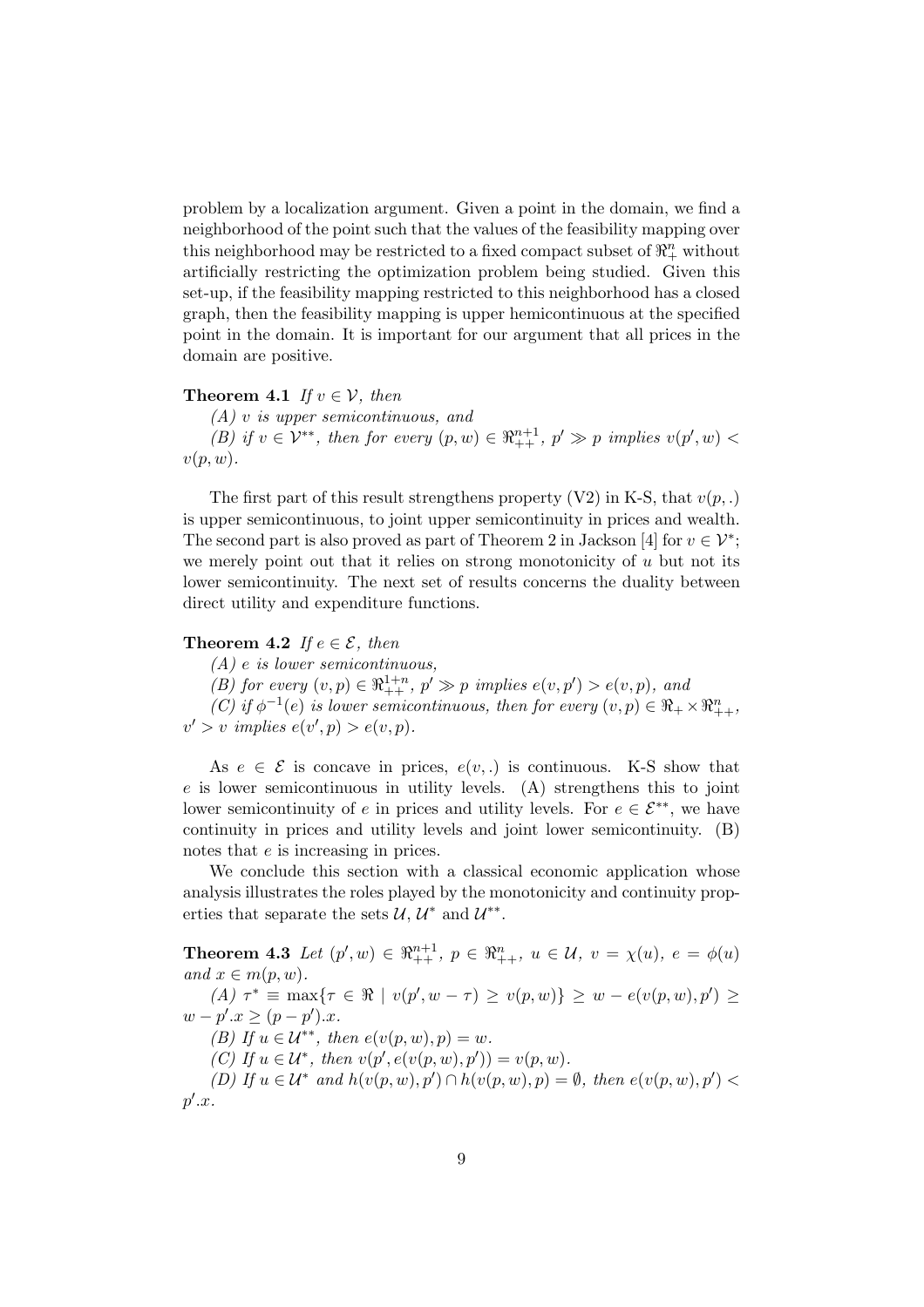problem by a localization argument. Given a point in the domain, we find a neighborhood of the point such that the values of the feasibility mapping over this neighborhood may be restricted to a fixed compact subset of $\Re^n_+$ without artificially restricting the optimization problem being studied. Given this set-up, if the feasibility mapping restricted to this neighborhood has a closed graph, then the feasibility mapping is upper hemicontinuous at the specified point in the domain. It is important for our argument that all prices in the domain are positive.

**Theorem 4.1** *If $v \in \mathcal{V}$, then*

*(A) $v$ is upper semicontinuous, and*

*(B) if $v \in \mathcal{V}^{**}$, then for every $(p, w) \in \Re^{n+1}_{++}$, $p' \gg p$ implies $v(p', w) < v(p, w)$.*

The first part of this result strengthens property (V2) in K-S, that $v(p, .)$ is upper semicontinuous, to joint upper semicontinuity in prices and wealth. The second part is also proved as part of Theorem 2 in Jackson [4] for $v \in \mathcal{V}^*$; we merely point out that it relies on strong monotonicity of $u$ but not its lower semicontinuity. The next set of results concerns the duality between direct utility and expenditure functions.

**Theorem 4.2** *If $e \in \mathcal{E}$, then*

*(A) $e$ is lower semicontinuous,*

*(B) for every $(v, p) \in \Re^{1+n}_{++}$, $p' \gg p$ implies $e(v, p') > e(v, p)$, and*

*(C) if $\phi^{-1}(e)$ is lower semicontinuous, then for every $(v, p) \in \Re_+ \times \Re^n_{++}$, $v' > v$ implies $e(v', p) > e(v, p)$.*

As $e \in \mathcal{E}$ is concave in prices, $e(v, .)$ is continuous. K-S show that $e$ is lower semicontinuous in utility levels. (A) strengthens this to joint lower semicontinuity of $e$ in prices and utility levels. For $e \in \mathcal{E}^{**}$, we have continuity in prices and utility levels and joint lower semicontinuity. (B) notes that $e$ is increasing in prices.

We conclude this section with a classical economic application whose analysis illustrates the roles played by the monotonicity and continuity properties that separate the sets $\mathcal{U}$, $\mathcal{U}^*$ and $\mathcal{U}^{**}$.

**Theorem 4.3** *Let $(p', w) \in \Re^{n+1}_{++}$, $p \in \Re^n_{++}$, $u \in \mathcal{U}$, $v = \chi(u)$, $e = \phi(u)$ and $x \in m(p, w)$.*

*(A) $\tau^* \equiv \max\{\tau \in \Re \mid v(p', w - \tau) \geq v(p, w)\} \geq w - e(v(p, w), p') \geq w - p'.x \geq (p - p').x$.*

*(B) If $u \in \mathcal{U}^{**}$, then $e(v(p, w), p) = w$.*

*(C) If $u \in \mathcal{U}^*$, then $v(p', e(v(p, w), p')) = v(p, w)$.*

*(D) If $u \in \mathcal{U}^*$ and $h(v(p, w), p') \cap h(v(p, w), p) = \emptyset$, then $e(v(p, w), p') < p'.x$.*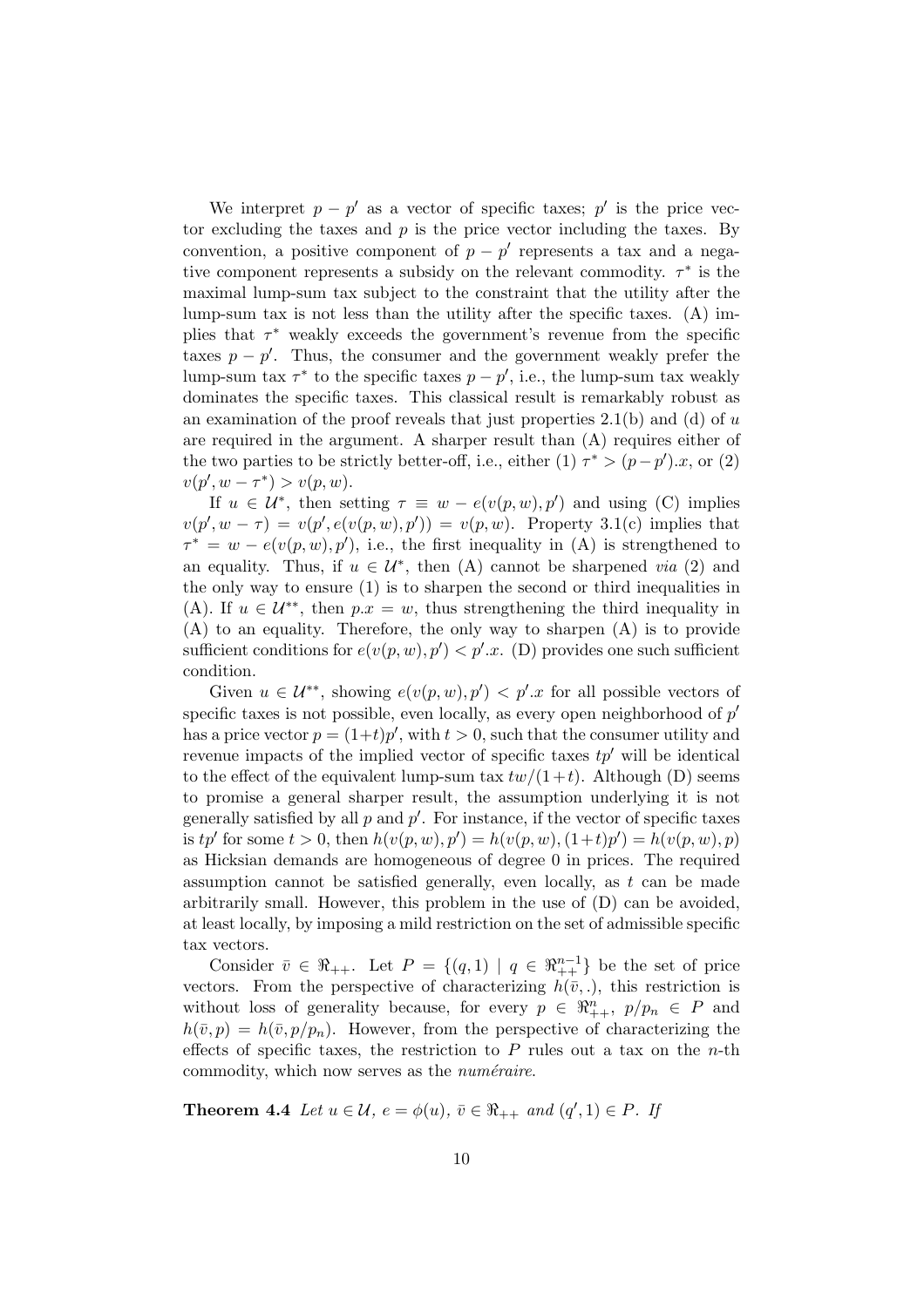We interpret $p - p'$ as a vector of specific taxes; $p'$ is the price vector excluding the taxes and $p$ is the price vector including the taxes. By convention, a positive component of $p - p'$ represents a tax and a negative component represents a subsidy on the relevant commodity. $\tau^*$ is the maximal lump-sum tax subject to the constraint that the utility after the lump-sum tax is not less than the utility after the specific taxes. (A) implies that $\tau^*$ weakly exceeds the government's revenue from the specific taxes $p - p'$. Thus, the consumer and the government weakly prefer the lump-sum tax $\tau^*$ to the specific taxes $p - p'$, i.e., the lump-sum tax weakly dominates the specific taxes. This classical result is remarkably robust as an examination of the proof reveals that just properties 2.1(b) and (d) of $u$ are required in the argument. A sharper result than (A) requires either of the two parties to be strictly better-off, i.e., either (1) $\tau^* > (p - p').x$, or (2) $v(p', w - \tau^*) > v(p, w)$.

If $u \in \mathcal{U}^*$, then setting $\tau \equiv w - e(v(p, w), p')$ and using (C) implies $v(p', w - \tau) = v(p', e(v(p, w), p')) = v(p, w)$. Property 3.1(c) implies that $\tau^* = w - e(v(p, w), p')$, i.e., the first inequality in (A) is strengthened to an equality. Thus, if $u \in \mathcal{U}^*$, then (A) cannot be sharpened *via* (2) and the only way to ensure (1) is to sharpen the second or third inequalities in (A). If $u \in \mathcal{U}^{**}$, then $p.x = w$, thus strengthening the third inequality in (A) to an equality. Therefore, the only way to sharpen (A) is to provide sufficient conditions for $e(v(p, w), p') < p'.x$. (D) provides one such sufficient condition.

Given $u \in \mathcal{U}^{**}$, showing $e(v(p, w), p') < p'.x$ for all possible vectors of specific taxes is not possible, even locally, as every open neighborhood of $p'$ has a price vector $p = (1+t)p'$, with $t > 0$, such that the consumer utility and revenue impacts of the implied vector of specific taxes $tp'$ will be identical to the effect of the equivalent lump-sum tax $tw/(1+t)$. Although (D) seems to promise a general sharper result, the assumption underlying it is not generally satisfied by all $p$ and $p'$. For instance, if the vector of specific taxes is $tp'$ for some $t > 0$, then $h(v(p, w), p') = h(v(p, w), (1+t)p') = h(v(p, w), p)$ as Hicksian demands are homogeneous of degree 0 in prices. The required assumption cannot be satisfied generally, even locally, as $t$ can be made arbitrarily small. However, this problem in the use of (D) can be avoided, at least locally, by imposing a mild restriction on the set of admissible specific tax vectors.

Consider $\bar{v} \in \Re_{++}$. Let $P = \{(q, 1) \mid q \in \Re^{n-1}_{++}\}$ be the set of price vectors. From the perspective of characterizing $h(\bar{v}, .)$, this restriction is without loss of generality because, for every $p \in \Re^n_{++}$, $p/p_n \in P$ and $h(\bar{v}, p) = h(\bar{v}, p/p_n)$. However, from the perspective of characterizing the effects of specific taxes, the restriction to $P$ rules out a tax on the $n$-th commodity, which now serves as the *numéraire*.

**Theorem 4.4** *Let $u \in \mathcal{U}$, $e = \phi(u)$, $\bar{v} \in \Re_{++}$ and $(q', 1) \in P$. If*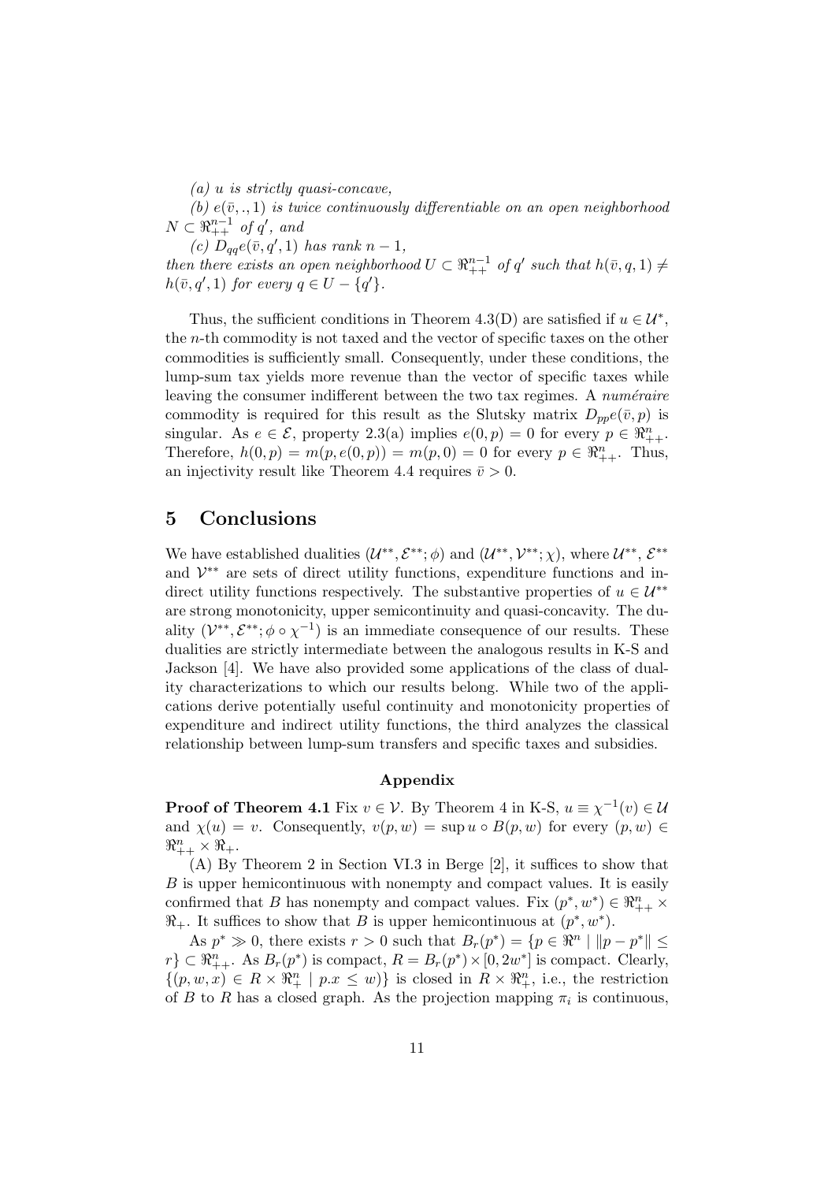*(a) $u$ is strictly quasi-concave,*

*(b) $e(\bar{v}, ., 1)$ is twice continuously differentiable on an open neighborhood $N \subset \Re^{n-1}_{++}$ of $q'$, and*

*(c) $D_{qq}e(\bar{v}, q', 1)$ has rank $n-1$,*
*then there exists an open neighborhood $U \subset \Re^{n-1}_{++}$ of $q'$ such that $h(\bar{v}, q, 1) \neq h(\bar{v}, q', 1)$ for every $q \in U - \{q'\}$.*

Thus, the sufficient conditions in Theorem 4.3(D) are satisfied if $u \in \mathcal{U}^*$, the $n$-th commodity is not taxed and the vector of specific taxes on the other commodities is sufficiently small. Consequently, under these conditions, the lump-sum tax yields more revenue than the vector of specific taxes while leaving the consumer indifferent between the two tax regimes. A *numéraire* commodity is required for this result as the Slutsky matrix $D_{pp}e(\bar{v}, p)$ is singular. As $e \in \mathcal{E}$, property 2.3(a) implies $e(0, p) = 0$ for every $p \in \Re^n_{++}$. Therefore, $h(0, p) = m(p, e(0, p)) = m(p, 0) = 0$ for every $p \in \Re^n_{++}$. Thus, an injectivity result like Theorem 4.4 requires $\bar{v} > 0$.

## 5 Conclusions

We have established dualities $(\mathcal{U}^{**}, \mathcal{E}^{**}; \phi)$ and $(\mathcal{U}^{**}, \mathcal{V}^{**}; \chi)$, where $\mathcal{U}^{**}$, $\mathcal{E}^{**}$ and $\mathcal{V}^{**}$ are sets of direct utility functions, expenditure functions and indirect utility functions respectively. The substantive properties of $u \in \mathcal{U}^{**}$ are strong monotonicity, upper semicontinuity and quasi-concavity. The duality $(\mathcal{V}^{**}, \mathcal{E}^{**}; \phi \circ \chi^{-1})$ is an immediate consequence of our results. These dualities are strictly intermediate between the analogous results in K-S and Jackson [4]. We have also provided some applications of the class of duality characterizations to which our results belong. While two of the applications derive potentially useful continuity and monotonicity properties of expenditure and indirect utility functions, the third analyzes the classical relationship between lump-sum transfers and specific taxes and subsidies.

### Appendix

**Proof of Theorem 4.1** Fix $v \in \mathcal{V}$. By Theorem 4 in K-S, $u \equiv \chi^{-1}(v) \in \mathcal{U}$ and $\chi(u) = v$. Consequently, $v(p, w) = \sup u \circ B(p, w)$ for every $(p, w) \in \Re^n_{++} \times \Re_+$.

(A) By Theorem 2 in Section VI.3 in Berge [2], it suffices to show that $B$ is upper hemicontinuous with nonempty and compact values. It is easily confirmed that $B$ has nonempty and compact values. Fix $(p^*, w^*) \in \Re^n_{++} \times \Re_+$. It suffices to show that $B$ is upper hemicontinuous at $(p^*, w^*)$.

As $p^* \gg 0$, there exists $r > 0$ such that $B_r(p^*) = \{p \in \Re^n \mid \|p - p^*\| \leq r\} \subset \Re^n_{++}$. As $B_r(p^*)$ is compact, $R = B_r(p^*) \times [0, 2w^*]$ is compact. Clearly, $\{(p, w, x) \in R \times \Re^n_+ \mid p.x \leq w)\}$ is closed in $R \times \Re^n_+$, i.e., the restriction of $B$ to $R$ has a closed graph. As the projection mapping $\pi_i$ is continuous,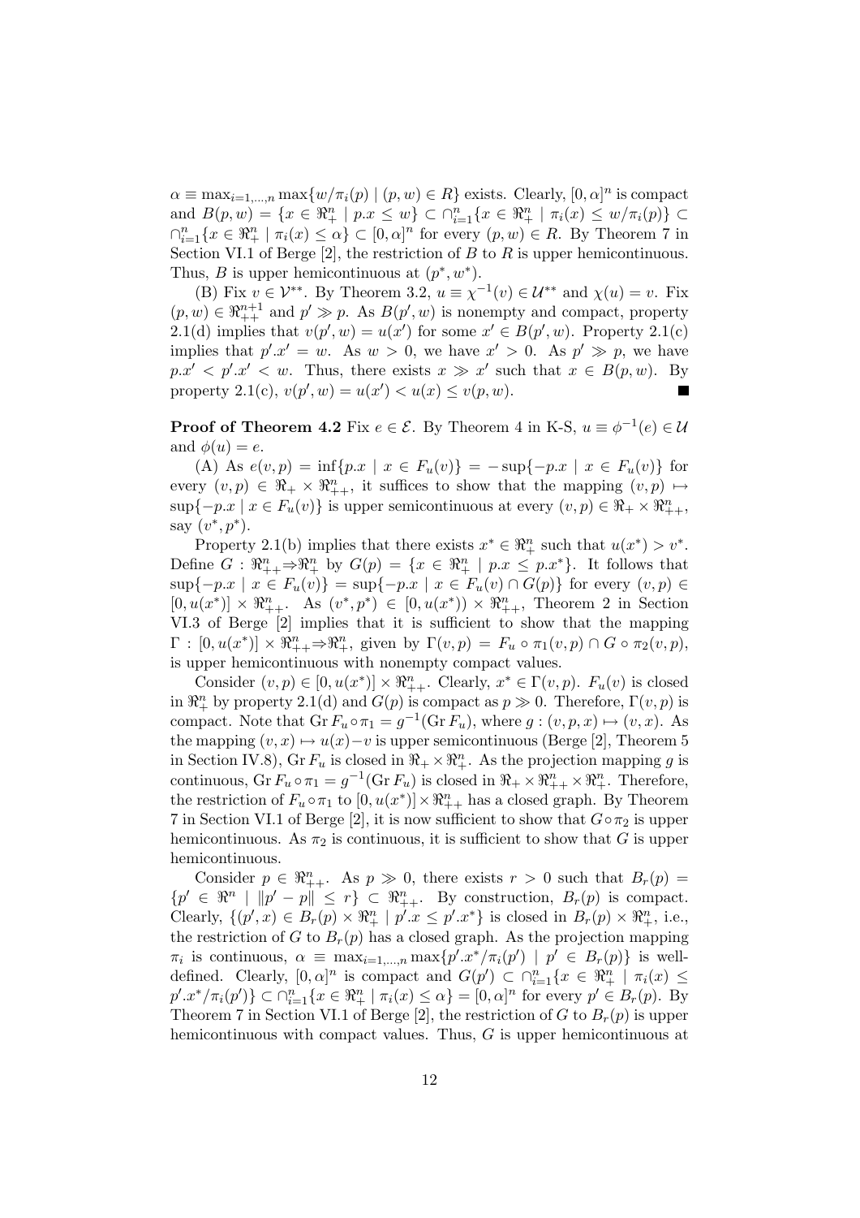$\alpha \equiv \max_{i=1,\ldots,n} \max\{w/\pi_i(p) \mid (p,w) \in R\}$ exists. Clearly, $[0,\alpha]^n$ is compact and $B(p,w) = \{x \in \Re^n_+ \mid p.x \leq w\} \subset \cap_{i=1}^n \{x \in \Re^n_+ \mid \pi_i(x) \leq w/\pi_i(p)\} \subset \cap_{i=1}^n \{x \in \Re^n_+ \mid \pi_i(x) \leq \alpha\} \subset [0,\alpha]^n$ for every $(p,w) \in R$. By Theorem 7 in Section VI.1 of Berge [2], the restriction of $B$ to $R$ is upper hemicontinuous. Thus, $B$ is upper hemicontinuous at $(p^*, w^*)$.

(B) Fix $v \in \mathcal{V}^{**}$. By Theorem 3.2, $u \equiv \chi^{-1}(v) \in \mathcal{U}^{**}$ and $\chi(u) = v$. Fix $(p,w) \in \Re^{n+1}_{++}$ and $p' \gg p$. As $B(p',w)$ is nonempty and compact, property 2.1(d) implies that $v(p',w) = u(x')$ for some $x' \in B(p',w)$. Property 2.1(c) implies that $p'.x' = w$. As $w > 0$, we have $x' > 0$. As $p' \gg p$, we have $p.x' < p'.x' < w$. Thus, there exists $x \gg x'$ such that $x \in B(p,w)$. By property 2.1(c), $v(p',w) = u(x') < u(x) \leq v(p,w)$. ■

**Proof of Theorem 4.2** Fix $e \in \mathcal{E}$. By Theorem 4 in K-S, $u \equiv \phi^{-1}(e) \in \mathcal{U}$ and $\phi(u) = e$.

(A) As $e(v,p) = \inf\{p.x \mid x \in F_u(v)\} = -\sup\{-p.x \mid x \in F_u(v)\}$ for every $(v,p) \in \Re_+ \times \Re^n_{++}$, it suffices to show that the mapping $(v,p) \mapsto \sup\{-p.x \mid x \in F_u(v)\}$ is upper semicontinuous at every $(v,p) \in \Re_+ \times \Re^n_{++}$, say $(v^*, p^*)$.

Property 2.1(b) implies that there exists $x^* \in \Re^n_+$ such that $u(x^*) > v^*$. Define $G : \Re^n_{++} \rightrightarrows \Re^n_+$ by $G(p) = \{x \in \Re^n_+ \mid p.x \leq p.x^*\}$. It follows that $\sup\{-p.x \mid x \in F_u(v)\} = \sup\{-p.x \mid x \in F_u(v) \cap G(p)\}$ for every $(v,p) \in [0, u(x^*)] \times \Re^n_{++}$. As $(v^*, p^*) \in [0, u(x^*)) \times \Re^n_{++}$, Theorem 2 in Section VI.3 of Berge [2] implies that it is sufficient to show that the mapping $\Gamma : [0, u(x^*)] \times \Re^n_{++} \rightrightarrows \Re^n_+$, given by $\Gamma(v,p) = F_u \circ \pi_1(v,p) \cap G \circ \pi_2(v,p)$, is upper hemicontinuous with nonempty compact values.

Consider $(v,p) \in [0, u(x^*)] \times \Re^n_{++}$. Clearly, $x^* \in \Gamma(v,p)$. $F_u(v)$ is closed in $\Re^n_+$ by property 2.1(d) and $G(p)$ is compact as $p \gg 0$. Therefore, $\Gamma(v,p)$ is compact. Note that $\operatorname{Gr} F_u \circ \pi_1 = g^{-1}(\operatorname{Gr} F_u)$, where $g : (v,p,x) \mapsto (v,x)$. As the mapping $(v,x) \mapsto u(x) - v$ is upper semicontinuous (Berge [2], Theorem 5 in Section IV.8), $\operatorname{Gr} F_u$ is closed in $\Re_+ \times \Re^n_+$. As the projection mapping $g$ is continuous, $\operatorname{Gr} F_u \circ \pi_1 = g^{-1}(\operatorname{Gr} F_u)$ is closed in $\Re_+ \times \Re^n_{++} \times \Re^n_+$. Therefore, the restriction of $F_u \circ \pi_1$ to $[0, u(x^*)] \times \Re^n_{++}$ has a closed graph. By Theorem 7 in Section VI.1 of Berge [2], it is now sufficient to show that $G \circ \pi_2$ is upper hemicontinuous. As $\pi_2$ is continuous, it is sufficient to show that $G$ is upper hemicontinuous.

Consider $p \in \Re^n_{++}$. As $p \gg 0$, there exists $r > 0$ such that $B_r(p) = \{p' \in \Re^n \mid \|p' - p\| \leq r\} \subset \Re^n_{++}$. By construction, $B_r(p)$ is compact. Clearly, $\{(p',x) \in B_r(p) \times \Re^n_+ \mid p'.x \leq p'.x^*\}$ is closed in $B_r(p) \times \Re^n_+$, i.e., the restriction of $G$ to $B_r(p)$ has a closed graph. As the projection mapping $\pi_i$ is continuous, $\alpha \equiv \max_{i=1,\ldots,n} \max\{p'.x^*/\pi_i(p') \mid p' \in B_r(p)\}$ is well-defined. Clearly, $[0,\alpha]^n$ is compact and $G(p') \subset \cap_{i=1}^n \{x \in \Re^n_+ \mid \pi_i(x) \leq p'.x^*/\pi_i(p')\} \subset \cap_{i=1}^n \{x \in \Re^n_+ \mid \pi_i(x) \leq \alpha\} = [0,\alpha]^n$ for every $p' \in B_r(p)$. By Theorem 7 in Section VI.1 of Berge [2], the restriction of $G$ to $B_r(p)$ is upper hemicontinuous with compact values. Thus, $G$ is upper hemicontinuous at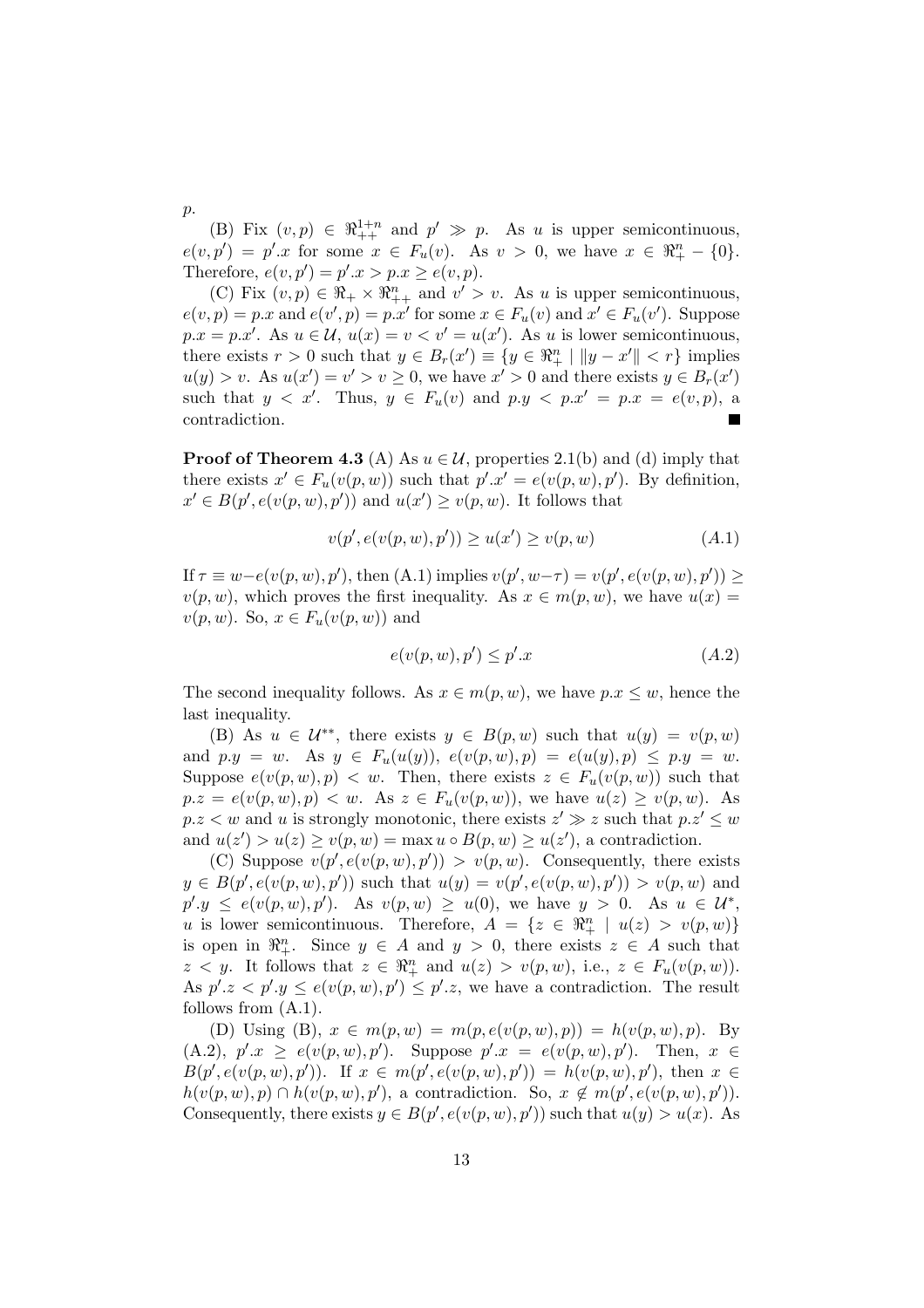$p$.

(B) Fix $(v, p) \in \Re^{1+n}_{++}$ and $p' \gg p$. As $u$ is upper semicontinuous, $e(v, p') = p'.x$ for some $x \in F_u(v)$. As $v > 0$, we have $x \in \Re^n_+ - \{0\}$. Therefore, $e(v, p') = p'.x > p.x \geq e(v, p)$.

(C) Fix $(v, p) \in \Re_+ \times \Re^n_{++}$ and $v' > v$. As $u$ is upper semicontinuous, $e(v, p) = p.x$ and $e(v', p) = p.x'$ for some $x \in F_u(v)$ and $x' \in F_u(v')$. Suppose $p.x = p.x'$. As $u \in \mathcal{U}$, $u(x) = v < v' = u(x')$. As $u$ is lower semicontinuous, there exists $r > 0$ such that $y \in B_r(x') \equiv \{y \in \Re^n_+ \mid \|y - x'\| < r\}$ implies $u(y) > v$. As $u(x') = v' > v \geq 0$, we have $x' > 0$ and there exists $y \in B_r(x')$ such that $y < x'$. Thus, $y \in F_u(v)$ and $p.y < p.x' = p.x = e(v, p)$, a contradiction. ■

**Proof of Theorem 4.3** (A) As $u \in \mathcal{U}$, properties 2.1(b) and (d) imply that there exists $x' \in F_u(v(p, w))$ such that $p'.x' = e(v(p, w), p')$. By definition, $x' \in B(p', e(v(p, w), p'))$ and $u(x') \geq v(p, w)$. It follows that

$$v(p', e(v(p, w), p')) \geq u(x') \geq v(p, w) \tag{A.1}$$

If $\tau \equiv w - e(v(p, w), p')$, then (A.1) implies $v(p', w - \tau) = v(p', e(v(p, w), p')) \geq v(p, w)$, which proves the first inequality. As $x \in m(p, w)$, we have $u(x) = v(p, w)$. So, $x \in F_u(v(p, w))$ and

$$e(v(p, w), p') \leq p'.x \tag{A.2}$$

The second inequality follows. As $x \in m(p, w)$, we have $p.x \leq w$, hence the last inequality.

(B) As $u \in \mathcal{U}^{**}$, there exists $y \in B(p, w)$ such that $u(y) = v(p, w)$ and $p.y = w$. As $y \in F_u(u(y))$, $e(v(p, w), p) = e(u(y), p) \leq p.y = w$. Suppose $e(v(p, w), p) < w$. Then, there exists $z \in F_u(v(p, w))$ such that $p.z = e(v(p, w), p) < w$. As $z \in F_u(v(p, w))$, we have $u(z) \geq v(p, w)$. As $p.z < w$ and $u$ is strongly monotonic, there exists $z' \gg z$ such that $p.z' \leq w$ and $u(z') > u(z) \geq v(p, w) = \max u \circ B(p, w) \geq u(z')$, a contradiction.

(C) Suppose $v(p', e(v(p, w), p')) > v(p, w)$. Consequently, there exists $y \in B(p', e(v(p, w), p'))$ such that $u(y) = v(p', e(v(p, w), p')) > v(p, w)$ and $p'.y \leq e(v(p, w), p')$. As $v(p, w) \geq u(0)$, we have $y > 0$. As $u \in \mathcal{U}^*$, $u$ is lower semicontinuous. Therefore, $A = \{z \in \Re^n_+ \mid u(z) > v(p, w)\}$ is open in $\Re^n_+$. Since $y \in A$ and $y > 0$, there exists $z \in A$ such that $z < y$. It follows that $z \in \Re^n_+$ and $u(z) > v(p, w)$, i.e., $z \in F_u(v(p, w))$. As $p'.z < p'.y \leq e(v(p, w), p') \leq p'.z$, we have a contradiction. The result follows from (A.1).

(D) Using (B), $x \in m(p, w) = m(p, e(v(p, w), p)) = h(v(p, w), p)$. By (A.2), $p'.x \geq e(v(p, w), p')$. Suppose $p'.x = e(v(p, w), p')$. Then, $x \in B(p', e(v(p, w), p'))$. If $x \in m(p', e(v(p, w), p')) = h(v(p, w), p')$, then $x \in h(v(p, w), p) \cap h(v(p, w), p')$, a contradiction. So, $x \notin m(p', e(v(p, w), p'))$. Consequently, there exists $y \in B(p', e(v(p, w), p'))$ such that $u(y) > u(x)$. As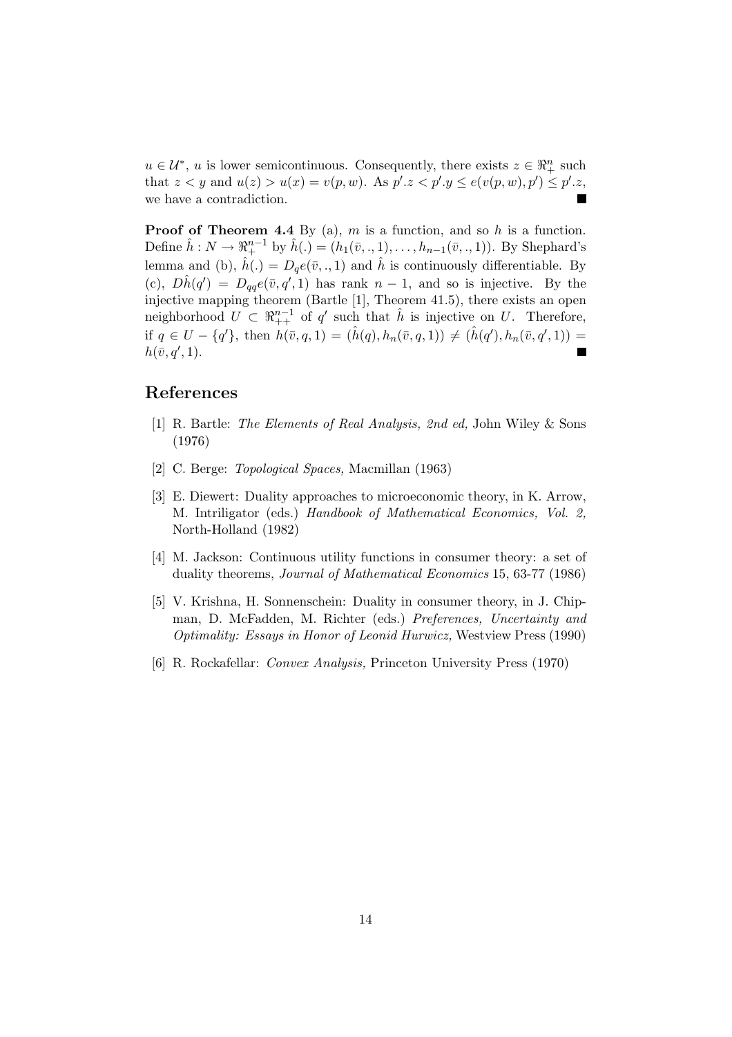$u \in \mathcal{U}^*$, $u$ is lower semicontinuous. Consequently, there exists $z \in \Re^n_+$ such that $z < y$ and $u(z) > u(x) = v(p, w)$. As $p'.z < p'.y \leq e(v(p, w), p') \leq p'.z$, we have a contradiction. ∎

**Proof of Theorem 4.4** By (a), $m$ is a function, and so $h$ is a function. Define $\hat{h} : N \to \Re^{n-1}_+$ by $\hat{h}(.) = (h_1(\bar{v}, ., 1), \ldots, h_{n-1}(\bar{v}, ., 1))$. By Shephard's lemma and (b), $\hat{h}(.) = D_q e(\bar{v}, ., 1)$ and $\hat{h}$ is continuously differentiable. By (c), $D\hat{h}(q') = D_{qq} e(\bar{v}, q', 1)$ has rank $n - 1$, and so is injective. By the injective mapping theorem (Bartle [1], Theorem 41.5), there exists an open neighborhood $U \subset \Re^{n-1}_{++}$ of $q'$ such that $\hat{h}$ is injective on $U$. Therefore, if $q \in U - \{q'\}$, then $h(\bar{v}, q, 1) = (\hat{h}(q), h_n(\bar{v}, q, 1)) \neq (\hat{h}(q'), h_n(\bar{v}, q', 1)) = h(\bar{v}, q', 1)$. ∎

## References

[1] R. Bartle: *The Elements of Real Analysis, 2nd ed,* John Wiley & Sons (1976)

[2] C. Berge: *Topological Spaces,* Macmillan (1963)

[3] E. Diewert: Duality approaches to microeconomic theory, in K. Arrow, M. Intriligator (eds.) *Handbook of Mathematical Economics, Vol. 2,* North-Holland (1982)

[4] M. Jackson: Continuous utility functions in consumer theory: a set of duality theorems, *Journal of Mathematical Economics* 15, 63-77 (1986)

[5] V. Krishna, H. Sonnenschein: Duality in consumer theory, in J. Chipman, D. McFadden, M. Richter (eds.) *Preferences, Uncertainty and Optimality: Essays in Honor of Leonid Hurwicz,* Westview Press (1990)

[6] R. Rockafellar: *Convex Analysis,* Princeton University Press (1970)